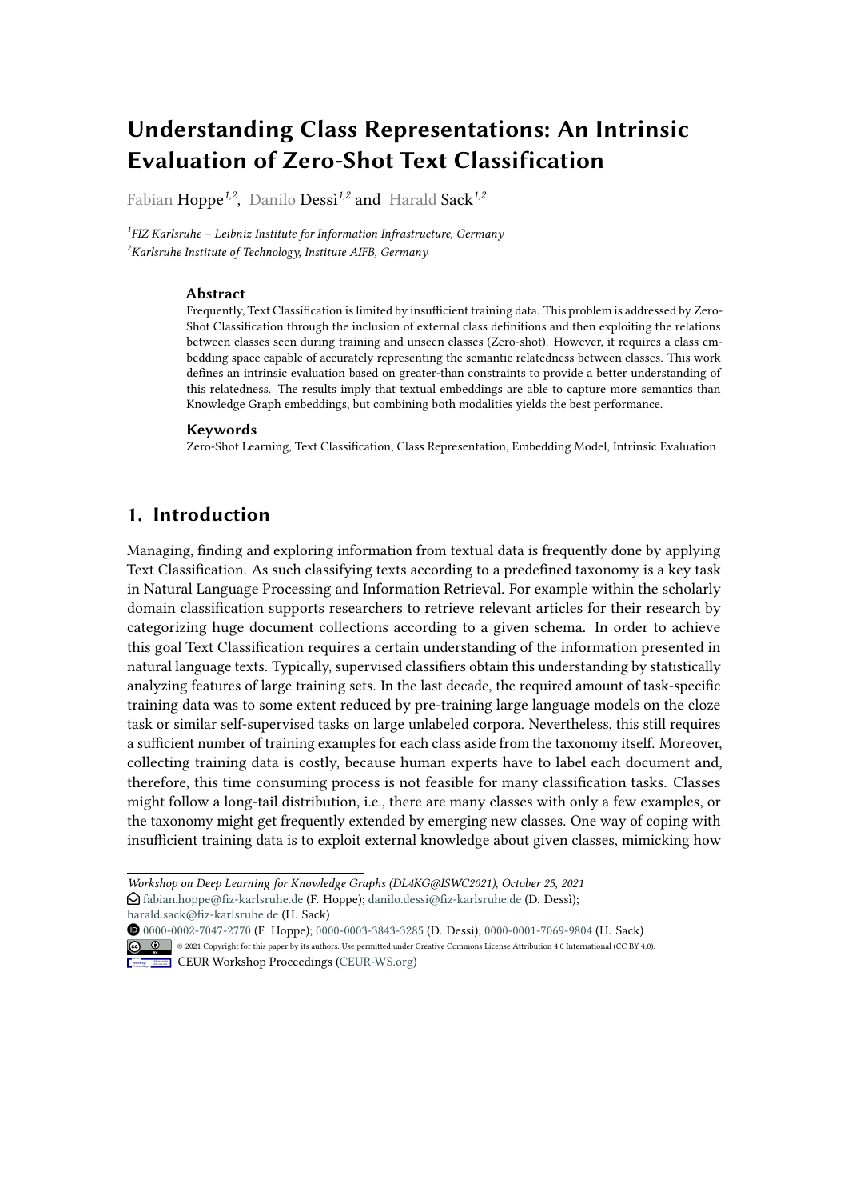# Understanding Class Representations: An Intrinsic Evaluation of Zero-Shot Text Classification

Fabian Hoppe[1,2], Danilo Dessì[1,2] and Harald Sack[1,2]

[1]*FIZ Karlsruhe – Leibniz Institute for Information Infrastructure, Germany*
[2]*Karlsruhe Institute of Technology, Institute AIFB, Germany*

### Abstract

Frequently, Text Classification is limited by insufficient training data. This problem is addressed by Zero-Shot Classification through the inclusion of external class definitions and then exploiting the relations between classes seen during training and unseen classes (Zero-shot). However, it requires a class embedding space capable of accurately representing the semantic relatedness between classes. This work defines an intrinsic evaluation based on greater-than constraints to provide a better understanding of this relatedness. The results imply that textual embeddings are able to capture more semantics than Knowledge Graph embeddings, but combining both modalities yields the best performance.

### Keywords

Zero-Shot Learning, Text Classification, Class Representation, Embedding Model, Intrinsic Evaluation

## 1. Introduction

Managing, finding and exploring information from textual data is frequently done by applying Text Classification. As such classifying texts according to a predefined taxonomy is a key task in Natural Language Processing and Information Retrieval. For example within the scholarly domain classification supports researchers to retrieve relevant articles for their research by categorizing huge document collections according to a given schema. In order to achieve this goal Text Classification requires a certain understanding of the information presented in natural language texts. Typically, supervised classifiers obtain this understanding by statistically analyzing features of large training sets. In the last decade, the required amount of task-specific training data was to some extent reduced by pre-training large language models on the cloze task or similar self-supervised tasks on large unlabeled corpora. Nevertheless, this still requires a sufficient number of training examples for each class aside from the taxonomy itself. Moreover, collecting training data is costly, because human experts have to label each document and, therefore, this time consuming process is not feasible for many classification tasks. Classes might follow a long-tail distribution, i.e., there are many classes with only a few examples, or the taxonomy might get frequently extended by emerging new classes. One way of coping with insufficient training data is to exploit external knowledge about given classes, mimicking how

---

*Workshop on Deep Learning for Knowledge Graphs (DL4KG@ISWC2021), October 25, 2021*
fabian.hoppe@fiz-karlsruhe.de (F. Hoppe); danilo.dessi@fiz-karlsruhe.de (D. Dessì); harald.sack@fiz-karlsruhe.de (H. Sack)
0000-0002-7047-2770 (F. Hoppe); 0000-0003-3843-3285 (D. Dessì); 0000-0001-7069-9804 (H. Sack)
© 2021 Copyright for this paper by its authors. Use permitted under Creative Commons License Attribution 4.0 International (CC BY 4.0).
CEUR Workshop Proceedings (CEUR-WS.org)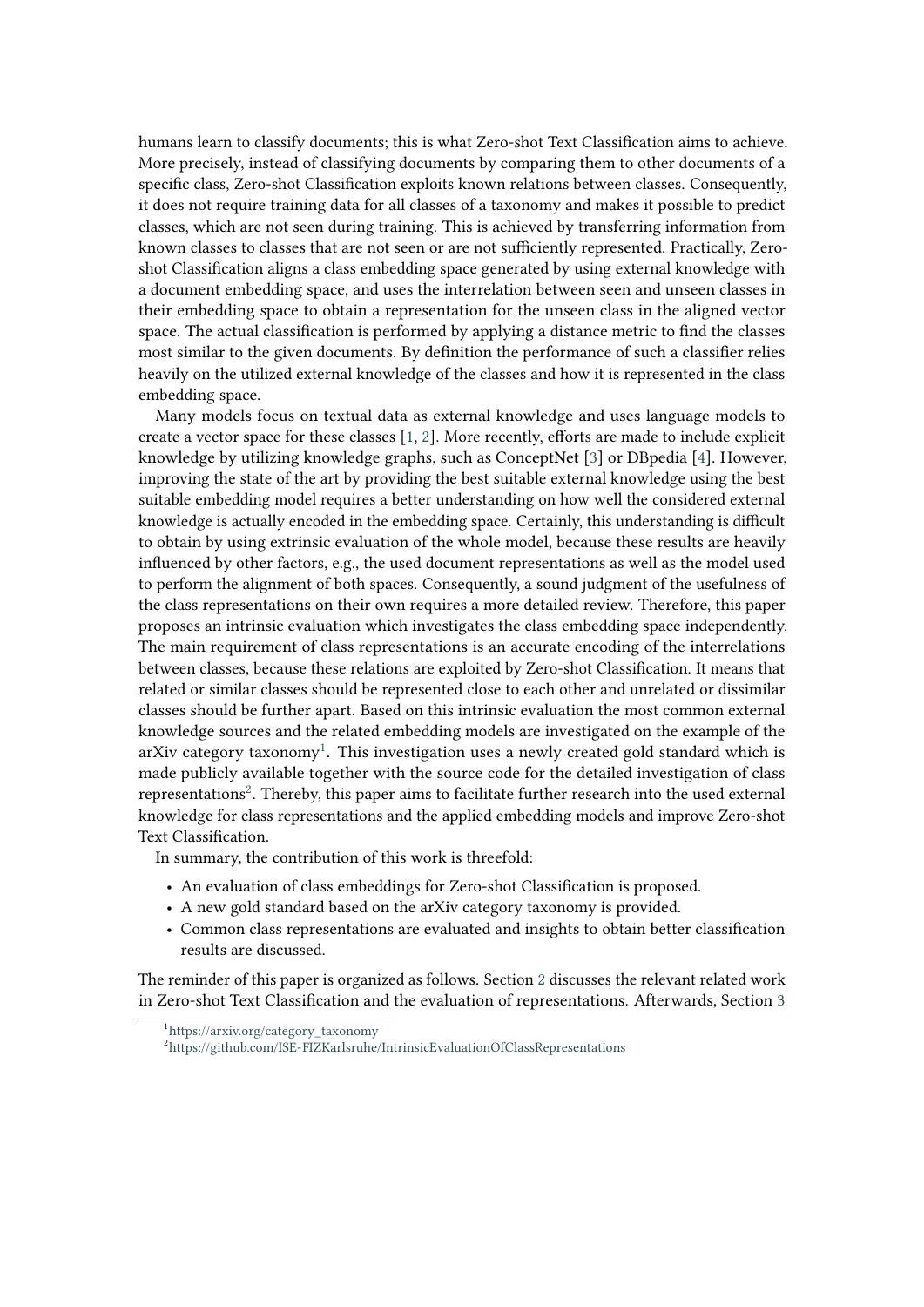humans learn to classify documents; this is what Zero-shot Text Classification aims to achieve. More precisely, instead of classifying documents by comparing them to other documents of a specific class, Zero-shot Classification exploits known relations between classes. Consequently, it does not require training data for all classes of a taxonomy and makes it possible to predict classes, which are not seen during training. This is achieved by transferring information from known classes to classes that are not seen or are not sufficiently represented. Practically, Zero-shot Classification aligns a class embedding space generated by using external knowledge with a document embedding space, and uses the interrelation between seen and unseen classes in their embedding space to obtain a representation for the unseen class in the aligned vector space. The actual classification is performed by applying a distance metric to find the classes most similar to the given documents. By definition the performance of such a classifier relies heavily on the utilized external knowledge of the classes and how it is represented in the class embedding space.

Many models focus on textual data as external knowledge and uses language models to create a vector space for these classes [1, 2]. More recently, efforts are made to include explicit knowledge by utilizing knowledge graphs, such as ConceptNet [3] or DBpedia [4]. However, improving the state of the art by providing the best suitable external knowledge using the best suitable embedding model requires a better understanding on how well the considered external knowledge is actually encoded in the embedding space. Certainly, this understanding is difficult to obtain by using extrinsic evaluation of the whole model, because these results are heavily influenced by other factors, e.g., the used document representations as well as the model used to perform the alignment of both spaces. Consequently, a sound judgment of the usefulness of the class representations on their own requires a more detailed review. Therefore, this paper proposes an intrinsic evaluation which investigates the class embedding space independently. The main requirement of class representations is an accurate encoding of the interrelations between classes, because these relations are exploited by Zero-shot Classification. It means that related or similar classes should be represented close to each other and unrelated or dissimilar classes should be further apart. Based on this intrinsic evaluation the most common external knowledge sources and the related embedding models are investigated on the example of the arXiv category taxonomy[1]. This investigation uses a newly created gold standard which is made publicly available together with the source code for the detailed investigation of class representations[2]. Thereby, this paper aims to facilitate further research into the used external knowledge for class representations and the applied embedding models and improve Zero-shot Text Classification.

In summary, the contribution of this work is threefold:

- An evaluation of class embeddings for Zero-shot Classification is proposed.
- A new gold standard based on the arXiv category taxonomy is provided.
- Common class representations are evaluated and insights to obtain better classification results are discussed.

The reminder of this paper is organized as follows. Section 2 discusses the relevant related work in Zero-shot Text Classification and the evaluation of representations. Afterwards, Section 3

[1] https://arxiv.org/category_taxonomy

[2] https://github.com/ISE-FIZKarlsruhe/IntrinsicEvaluationOfClassRepresentations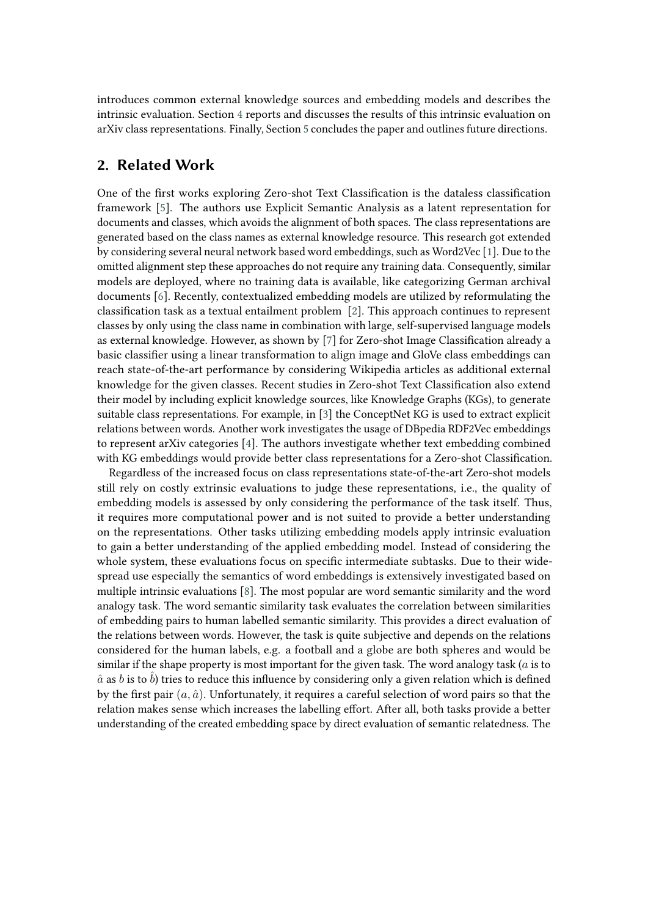introduces common external knowledge sources and embedding models and describes the intrinsic evaluation. Section 4 reports and discusses the results of this intrinsic evaluation on arXiv class representations. Finally, Section 5 concludes the paper and outlines future directions.

## 2. Related Work

One of the first works exploring Zero-shot Text Classification is the dataless classification framework [5]. The authors use Explicit Semantic Analysis as a latent representation for documents and classes, which avoids the alignment of both spaces. The class representations are generated based on the class names as external knowledge resource. This research got extended by considering several neural network based word embeddings, such as Word2Vec [1]. Due to the omitted alignment step these approaches do not require any training data. Consequently, similar models are deployed, where no training data is available, like categorizing German archival documents [6]. Recently, contextualized embedding models are utilized by reformulating the classification task as a textual entailment problem [2]. This approach continues to represent classes by only using the class name in combination with large, self-supervised language models as external knowledge. However, as shown by [7] for Zero-shot Image Classification already a basic classifier using a linear transformation to align image and GloVe class embeddings can reach state-of-the-art performance by considering Wikipedia articles as additional external knowledge for the given classes. Recent studies in Zero-shot Text Classification also extend their model by including explicit knowledge sources, like Knowledge Graphs (KGs), to generate suitable class representations. For example, in [3] the ConceptNet KG is used to extract explicit relations between words. Another work investigates the usage of DBpedia RDF2Vec embeddings to represent arXiv categories [4]. The authors investigate whether text embedding combined with KG embeddings would provide better class representations for a Zero-shot Classification.

Regardless of the increased focus on class representations state-of-the-art Zero-shot models still rely on costly extrinsic evaluations to judge these representations, i.e., the quality of embedding models is assessed by only considering the performance of the task itself. Thus, it requires more computational power and is not suited to provide a better understanding on the representations. Other tasks utilizing embedding models apply intrinsic evaluation to gain a better understanding of the applied embedding model. Instead of considering the whole system, these evaluations focus on specific intermediate subtasks. Due to their widespread use especially the semantics of word embeddings is extensively investigated based on multiple intrinsic evaluations [8]. The most popular are word semantic similarity and the word analogy task. The word semantic similarity task evaluates the correlation between similarities of embedding pairs to human labelled semantic similarity. This provides a direct evaluation of the relations between words. However, the task is quite subjective and depends on the relations considered for the human labels, e.g. a football and a globe are both spheres and would be similar if the shape property is most important for the given task. The word analogy task ($a$ is to $\hat{a}$ as $b$ is to $\hat{b}$) tries to reduce this influence by considering only a given relation which is defined by the first pair $(a, \hat{a})$. Unfortunately, it requires a careful selection of word pairs so that the relation makes sense which increases the labelling effort. After all, both tasks provide a better understanding of the created embedding space by direct evaluation of semantic relatedness. The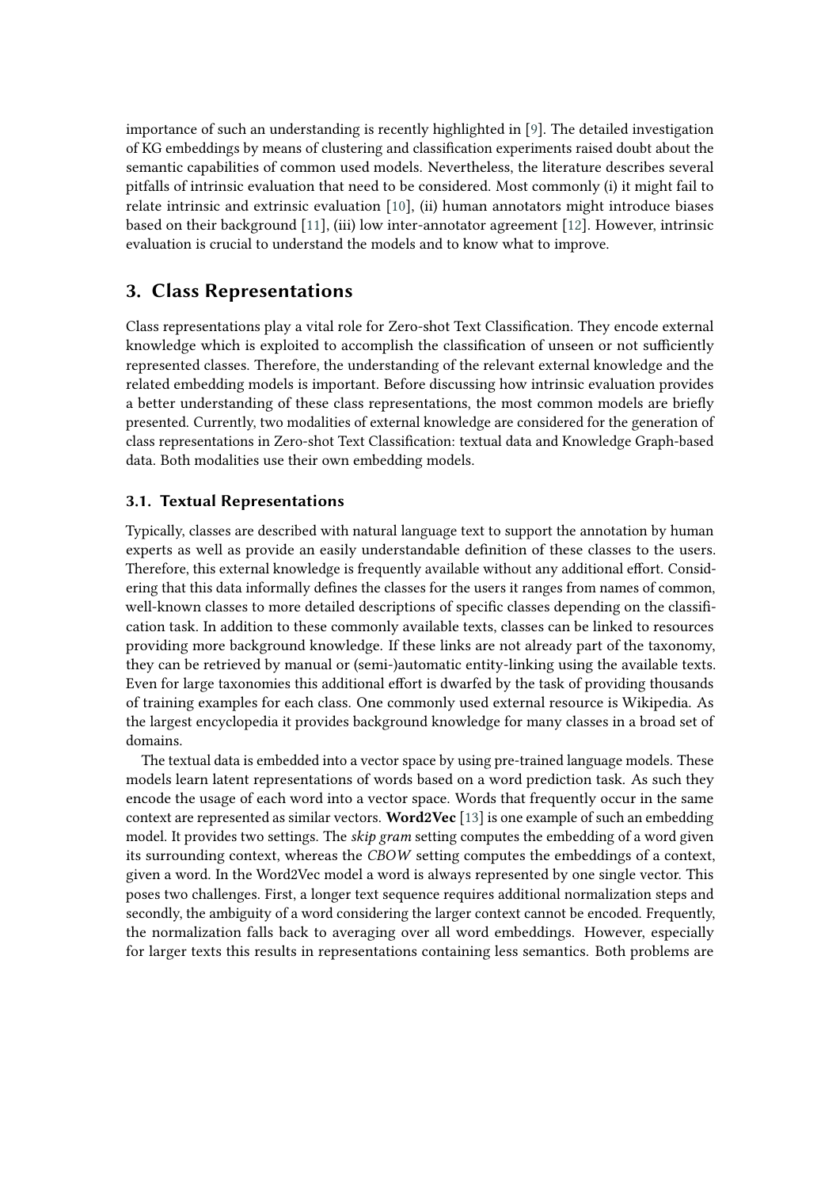importance of such an understanding is recently highlighted in [9]. The detailed investigation of KG embeddings by means of clustering and classification experiments raised doubt about the semantic capabilities of common used models. Nevertheless, the literature describes several pitfalls of intrinsic evaluation that need to be considered. Most commonly (i) it might fail to relate intrinsic and extrinsic evaluation [10], (ii) human annotators might introduce biases based on their background [11], (iii) low inter-annotator agreement [12]. However, intrinsic evaluation is crucial to understand the models and to know what to improve.

## 3. Class Representations

Class representations play a vital role for Zero-shot Text Classification. They encode external knowledge which is exploited to accomplish the classification of unseen or not sufficiently represented classes. Therefore, the understanding of the relevant external knowledge and the related embedding models is important. Before discussing how intrinsic evaluation provides a better understanding of these class representations, the most common models are briefly presented. Currently, two modalities of external knowledge are considered for the generation of class representations in Zero-shot Text Classification: textual data and Knowledge Graph-based data. Both modalities use their own embedding models.

### 3.1. Textual Representations

Typically, classes are described with natural language text to support the annotation by human experts as well as provide an easily understandable definition of these classes to the users. Therefore, this external knowledge is frequently available without any additional effort. Considering that this data informally defines the classes for the users it ranges from names of common, well-known classes to more detailed descriptions of specific classes depending on the classification task. In addition to these commonly available texts, classes can be linked to resources providing more background knowledge. If these links are not already part of the taxonomy, they can be retrieved by manual or (semi-)automatic entity-linking using the available texts. Even for large taxonomies this additional effort is dwarfed by the task of providing thousands of training examples for each class. One commonly used external resource is Wikipedia. As the largest encyclopedia it provides background knowledge for many classes in a broad set of domains.

The textual data is embedded into a vector space by using pre-trained language models. These models learn latent representations of words based on a word prediction task. As such they encode the usage of each word into a vector space. Words that frequently occur in the same context are represented as similar vectors. **Word2Vec** [13] is one example of such an embedding model. It provides two settings. The *skip gram* setting computes the embedding of a word given its surrounding context, whereas the *CBOW* setting computes the embeddings of a context, given a word. In the Word2Vec model a word is always represented by one single vector. This poses two challenges. First, a longer text sequence requires additional normalization steps and secondly, the ambiguity of a word considering the larger context cannot be encoded. Frequently, the normalization falls back to averaging over all word embeddings. However, especially for larger texts this results in representations containing less semantics. Both problems are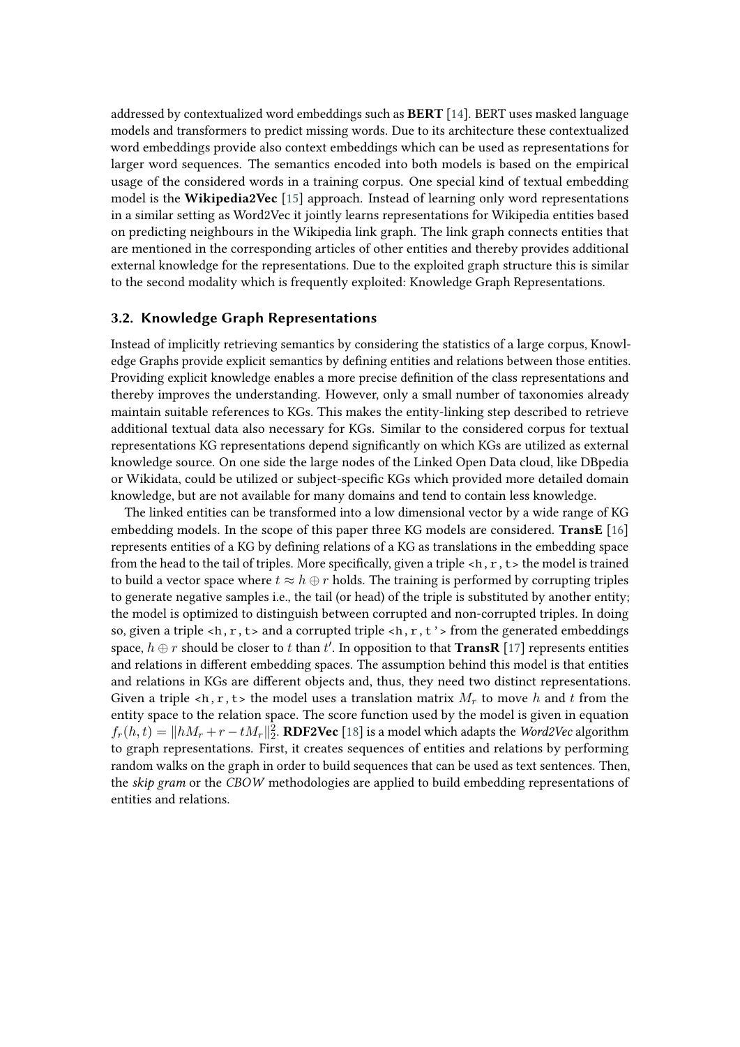addressed by contextualized word embeddings such as **BERT** [14]. BERT uses masked language models and transformers to predict missing words. Due to its architecture these contextualized word embeddings provide also context embeddings which can be used as representations for larger word sequences. The semantics encoded into both models is based on the empirical usage of the considered words in a training corpus. One special kind of textual embedding model is the **Wikipedia2Vec** [15] approach. Instead of learning only word representations in a similar setting as Word2Vec it jointly learns representations for Wikipedia entities based on predicting neighbours in the Wikipedia link graph. The link graph connects entities that are mentioned in the corresponding articles of other entities and thereby provides additional external knowledge for the representations. Due to the exploited graph structure this is similar to the second modality which is frequently exploited: Knowledge Graph Representations.

### 3.2. Knowledge Graph Representations

Instead of implicitly retrieving semantics by considering the statistics of a large corpus, Knowledge Graphs provide explicit semantics by defining entities and relations between those entities. Providing explicit knowledge enables a more precise definition of the class representations and thereby improves the understanding. However, only a small number of taxonomies already maintain suitable references to KGs. This makes the entity-linking step described to retrieve additional textual data also necessary for KGs. Similar to the considered corpus for textual representations KG representations depend significantly on which KGs are utilized as external knowledge source. On one side the large nodes of the Linked Open Data cloud, like DBpedia or Wikidata, could be utilized or subject-specific KGs which provided more detailed domain knowledge, but are not available for many domains and tend to contain less knowledge.

The linked entities can be transformed into a low dimensional vector by a wide range of KG embedding models. In the scope of this paper three KG models are considered. **TransE** [16] represents entities of a KG by defining relations of a KG as translations in the embedding space from the head to the tail of triples. More specifically, given a triple `<h, r, t>` the model is trained to build a vector space where $t \approx h \oplus r$ holds. The training is performed by corrupting triples to generate negative samples i.e., the tail (or head) of the triple is substituted by another entity; the model is optimized to distinguish between corrupted and non-corrupted triples. In doing so, given a triple `<h, r, t>` and a corrupted triple `<h, r, t'>` from the generated embeddings space, $h \oplus r$ should be closer to $t$ than $t'$. In opposition to that **TransR** [17] represents entities and relations in different embedding spaces. The assumption behind this model is that entities and relations in KGs are different objects and, thus, they need two distinct representations. Given a triple `<h, r, t>` the model uses a translation matrix $M_r$ to move $h$ and $t$ from the entity space to the relation space. The score function used by the model is given in equation $f_r(h, t) = \|hM_r + r - tM_r\|_2^2$. **RDF2Vec** [18] is a model which adapts the *Word2Vec* algorithm to graph representations. First, it creates sequences of entities and relations by performing random walks on the graph in order to build sequences that can be used as text sentences. Then, the *skip gram* or the *CBOW* methodologies are applied to build embedding representations of entities and relations.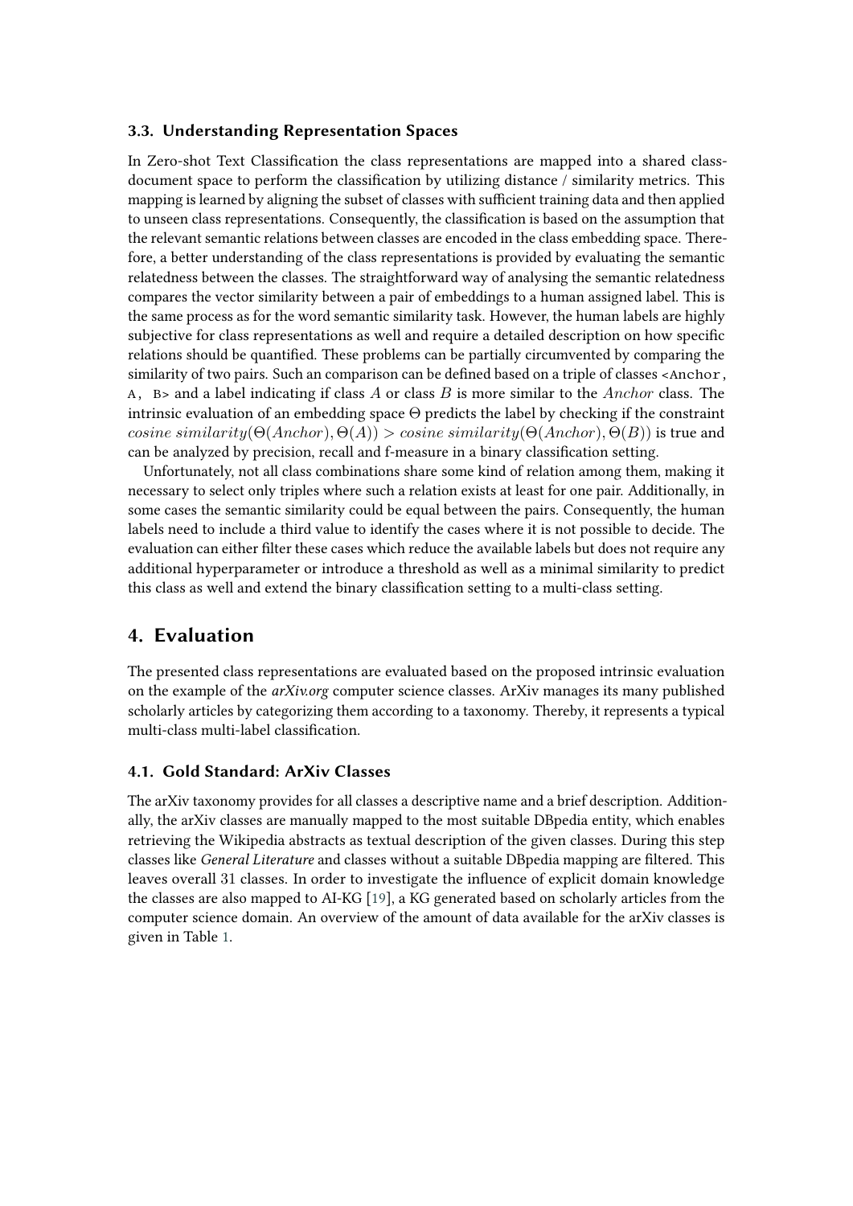### 3.3. Understanding Representation Spaces

In Zero-shot Text Classification the class representations are mapped into a shared class-document space to perform the classification by utilizing distance / similarity metrics. This mapping is learned by aligning the subset of classes with sufficient training data and then applied to unseen class representations. Consequently, the classification is based on the assumption that the relevant semantic relations between classes are encoded in the class embedding space. Therefore, a better understanding of the class representations is provided by evaluating the semantic relatedness between the classes. The straightforward way of analysing the semantic relatedness compares the vector similarity between a pair of embeddings to a human assigned label. This is the same process as for the word semantic similarity task. However, the human labels are highly subjective for class representations as well and require a detailed description on how specific relations should be quantified. These problems can be partially circumvented by comparing the similarity of two pairs. Such an comparison can be defined based on a triple of classes `<Anchor, A, B>` and a label indicating if class $A$ or class $B$ is more similar to the $Anchor$ class. The intrinsic evaluation of an embedding space $\Theta$ predicts the label by checking if the constraint $cosine\ similarity(\Theta(Anchor), \Theta(A)) > cosine\ similarity(\Theta(Anchor), \Theta(B))$ is true and can be analyzed by precision, recall and f-measure in a binary classification setting.

Unfortunately, not all class combinations share some kind of relation among them, making it necessary to select only triples where such a relation exists at least for one pair. Additionally, in some cases the semantic similarity could be equal between the pairs. Consequently, the human labels need to include a third value to identify the cases where it is not possible to decide. The evaluation can either filter these cases which reduce the available labels but does not require any additional hyperparameter or introduce a threshold as well as a minimal similarity to predict this class as well and extend the binary classification setting to a multi-class setting.

## 4. Evaluation

The presented class representations are evaluated based on the proposed intrinsic evaluation on the example of the *arXiv.org* computer science classes. ArXiv manages its many published scholarly articles by categorizing them according to a taxonomy. Thereby, it represents a typical multi-class multi-label classification.

### 4.1. Gold Standard: ArXiv Classes

The arXiv taxonomy provides for all classes a descriptive name and a brief description. Additionally, the arXiv classes are manually mapped to the most suitable DBpedia entity, which enables retrieving the Wikipedia abstracts as textual description of the given classes. During this step classes like *General Literature* and classes without a suitable DBpedia mapping are filtered. This leaves overall 31 classes. In order to investigate the influence of explicit domain knowledge the classes are also mapped to AI-KG [19], a KG generated based on scholarly articles from the computer science domain. An overview of the amount of data available for the arXiv classes is given in Table 1.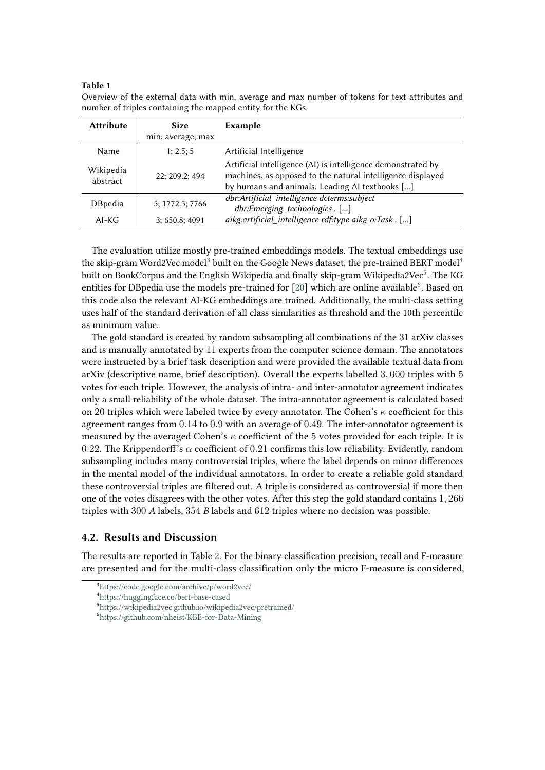**Table 1**
Overview of the external data with min, average and max number of tokens for text attributes and number of triples containing the mapped entity for the KGs.

| Attribute | Size<br>min; average; max | Example |
|---|---|---|
| Name | 1; 2.5; 5 | Artificial Intelligence |
| Wikipedia abstract | 22; 209.2; 494 | Artificial intelligence (AI) is intelligence demonstrated by machines, as opposed to the natural intelligence displayed by humans and animals. Leading AI textbooks [...] |
| DBpedia | 5; 1772.5; 7766 | *dbr:Artificial_intelligence dcterms:subject dbr:Emerging_technologies .* [...] |
| AI-KG | 3; 650.8; 4091 | *aikg:artificial_intelligence rdf:type aikg-o:Task .* [...] |

The evaluation utilize mostly pre-trained embeddings models. The textual embeddings use the skip-gram Word2Vec model[3] built on the Google News dataset, the pre-trained BERT model[4] built on BookCorpus and the English Wikipedia and finally skip-gram Wikipedia2Vec[5]. The KG entities for DBpedia use the models pre-trained for [20] which are online available[6]. Based on this code also the relevant AI-KG embeddings are trained. Additionally, the multi-class setting uses half of the standard derivation of all class similarities as threshold and the 10th percentile as minimum value.

The gold standard is created by random subsampling all combinations of the 31 arXiv classes and is manually annotated by 11 experts from the computer science domain. The annotators were instructed by a brief task description and were provided the available textual data from arXiv (descriptive name, brief description). Overall the experts labelled $3,000$ triples with $5$ votes for each triple. However, the analysis of intra- and inter-annotator agreement indicates only a small reliability of the whole dataset. The intra-annotator agreement is calculated based on $20$ triples which were labeled twice by every annotator. The Cohen's $\kappa$ coefficient for this agreement ranges from $0.14$ to $0.9$ with an average of $0.49$. The inter-annotator agreement is measured by the averaged Cohen's $\kappa$ coefficient of the $5$ votes provided for each triple. It is $0.22$. The Krippendorff's $\alpha$ coefficient of $0.21$ confirms this low reliability. Evidently, random subsampling includes many controversial triples, where the label depends on minor differences in the mental model of the individual annotators. In order to create a reliable gold standard these controversial triples are filtered out. A triple is considered as controversial if more then one of the votes disagrees with the other votes. After this step the gold standard contains $1,266$ triples with $300$ *A* labels, $354$ *B* labels and $612$ triples where no decision was possible.

## 4.2. Results and Discussion

The results are reported in Table 2. For the binary classification precision, recall and F-measure are presented and for the multi-class classification only the micro F-measure is considered,

[3]https://code.google.com/archive/p/word2vec/
[4]https://huggingface.co/bert-base-cased
[5]https://wikipedia2vec.github.io/wikipedia2vec/pretrained/
[6]https://github.com/nheist/KBE-for-Data-Mining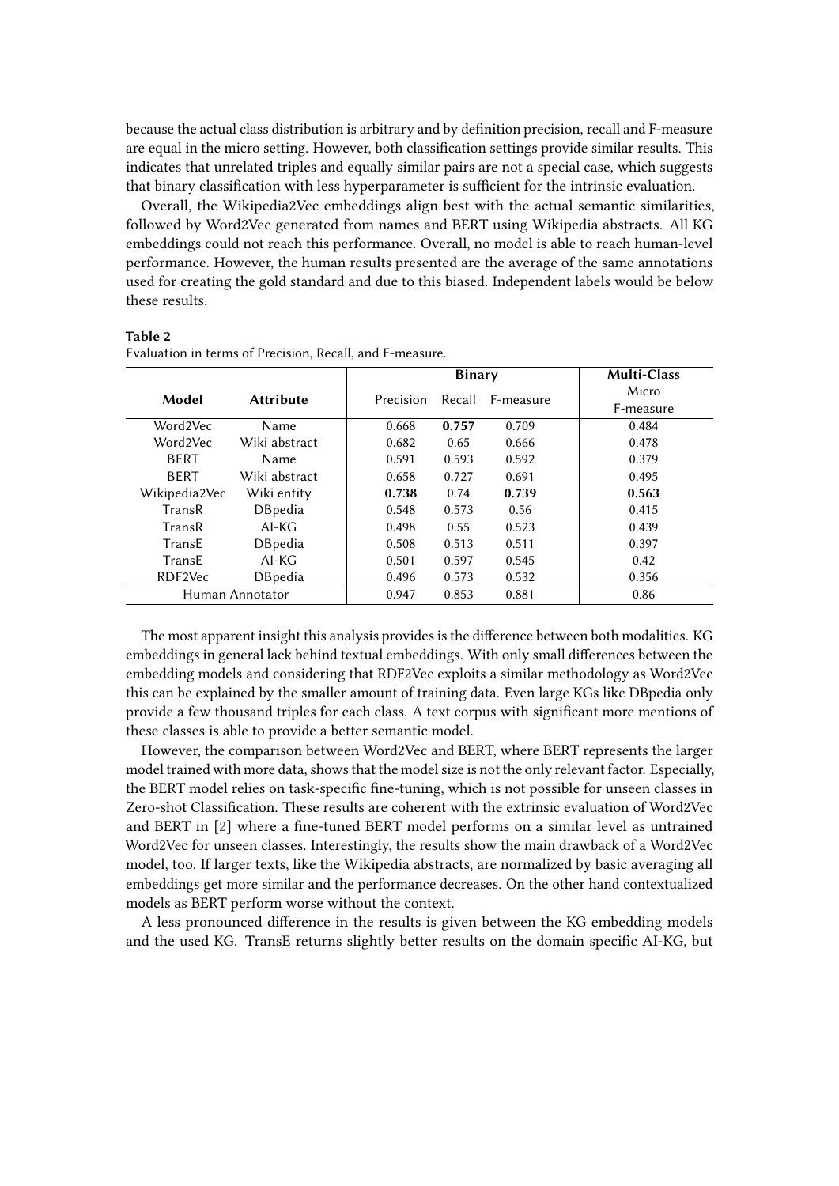because the actual class distribution is arbitrary and by definition precision, recall and F-measure are equal in the micro setting. However, both classification settings provide similar results. This indicates that unrelated triples and equally similar pairs are not a special case, which suggests that binary classification with less hyperparameter is sufficient for the intrinsic evaluation.

Overall, the Wikipedia2Vec embeddings align best with the actual semantic similarities, followed by Word2Vec generated from names and BERT using Wikipedia abstracts. All KG embeddings could not reach this performance. Overall, no model is able to reach human-level performance. However, the human results presented are the average of the same annotations used for creating the gold standard and due to this biased. Independent labels would be below these results.

**Table 2**
Evaluation in terms of Precision, Recall, and F-measure.

| Model | Attribute | Binary | | | Multi-Class |
|---|---|---|---|---|---|
| | | Precision | Recall | F-measure | Micro F-measure |
| Word2Vec | Name | 0.668 | **0.757** | 0.709 | 0.484 |
| Word2Vec | Wiki abstract | 0.682 | 0.65 | 0.666 | 0.478 |
| BERT | Name | 0.591 | 0.593 | 0.592 | 0.379 |
| BERT | Wiki abstract | 0.658 | 0.727 | 0.691 | 0.495 |
| Wikipedia2Vec | Wiki entity | **0.738** | 0.74 | **0.739** | **0.563** |
| TransR | DBpedia | 0.548 | 0.573 | 0.56 | 0.415 |
| TransR | AI-KG | 0.498 | 0.55 | 0.523 | 0.439 |
| TransE | DBpedia | 0.508 | 0.513 | 0.511 | 0.397 |
| TransE | AI-KG | 0.501 | 0.597 | 0.545 | 0.42 |
| RDF2Vec | DBpedia | 0.496 | 0.573 | 0.532 | 0.356 |
| Human Annotator | | 0.947 | 0.853 | 0.881 | 0.86 |

The most apparent insight this analysis provides is the difference between both modalities. KG embeddings in general lack behind textual embeddings. With only small differences between the embedding models and considering that RDF2Vec exploits a similar methodology as Word2Vec this can be explained by the smaller amount of training data. Even large KGs like DBpedia only provide a few thousand triples for each class. A text corpus with significant more mentions of these classes is able to provide a better semantic model.

However, the comparison between Word2Vec and BERT, where BERT represents the larger model trained with more data, shows that the model size is not the only relevant factor. Especially, the BERT model relies on task-specific fine-tuning, which is not possible for unseen classes in Zero-shot Classification. These results are coherent with the extrinsic evaluation of Word2Vec and BERT in [2] where a fine-tuned BERT model performs on a similar level as untrained Word2Vec for unseen classes. Interestingly, the results show the main drawback of a Word2Vec model, too. If larger texts, like the Wikipedia abstracts, are normalized by basic averaging all embeddings get more similar and the performance decreases. On the other hand contextualized models as BERT perform worse without the context.

A less pronounced difference in the results is given between the KG embedding models and the used KG. TransE returns slightly better results on the domain specific AI-KG, but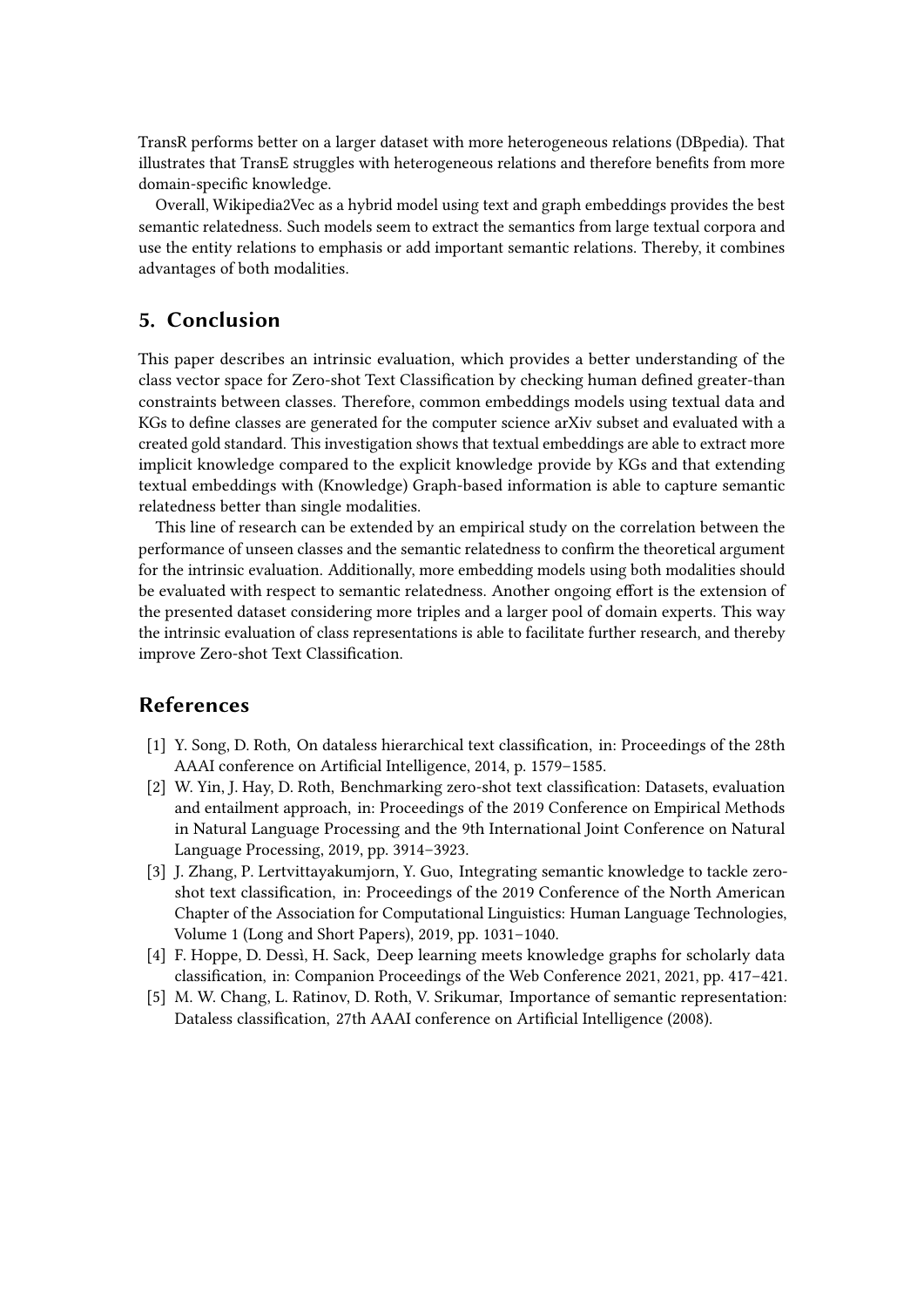TransR performs better on a larger dataset with more heterogeneous relations (DBpedia). That illustrates that TransE struggles with heterogeneous relations and therefore benefits from more domain-specific knowledge.

Overall, Wikipedia2Vec as a hybrid model using text and graph embeddings provides the best semantic relatedness. Such models seem to extract the semantics from large textual corpora and use the entity relations to emphasis or add important semantic relations. Thereby, it combines advantages of both modalities.

## 5. Conclusion

This paper describes an intrinsic evaluation, which provides a better understanding of the class vector space for Zero-shot Text Classification by checking human defined greater-than constraints between classes. Therefore, common embeddings models using textual data and KGs to define classes are generated for the computer science arXiv subset and evaluated with a created gold standard. This investigation shows that textual embeddings are able to extract more implicit knowledge compared to the explicit knowledge provide by KGs and that extending textual embeddings with (Knowledge) Graph-based information is able to capture semantic relatedness better than single modalities.

This line of research can be extended by an empirical study on the correlation between the performance of unseen classes and the semantic relatedness to confirm the theoretical argument for the intrinsic evaluation. Additionally, more embedding models using both modalities should be evaluated with respect to semantic relatedness. Another ongoing effort is the extension of the presented dataset considering more triples and a larger pool of domain experts. This way the intrinsic evaluation of class representations is able to facilitate further research, and thereby improve Zero-shot Text Classification.

## References

[1] Y. Song, D. Roth, On dataless hierarchical text classification, in: Proceedings of the 28th AAAI conference on Artificial Intelligence, 2014, p. 1579–1585.

[2] W. Yin, J. Hay, D. Roth, Benchmarking zero-shot text classification: Datasets, evaluation and entailment approach, in: Proceedings of the 2019 Conference on Empirical Methods in Natural Language Processing and the 9th International Joint Conference on Natural Language Processing, 2019, pp. 3914–3923.

[3] J. Zhang, P. Lertvittayakumjorn, Y. Guo, Integrating semantic knowledge to tackle zero-shot text classification, in: Proceedings of the 2019 Conference of the North American Chapter of the Association for Computational Linguistics: Human Language Technologies, Volume 1 (Long and Short Papers), 2019, pp. 1031–1040.

[4] F. Hoppe, D. Dessì, H. Sack, Deep learning meets knowledge graphs for scholarly data classification, in: Companion Proceedings of the Web Conference 2021, 2021, pp. 417–421.

[5] M. W. Chang, L. Ratinov, D. Roth, V. Srikumar, Importance of semantic representation: Dataless classification, 27th AAAI conference on Artificial Intelligence (2008).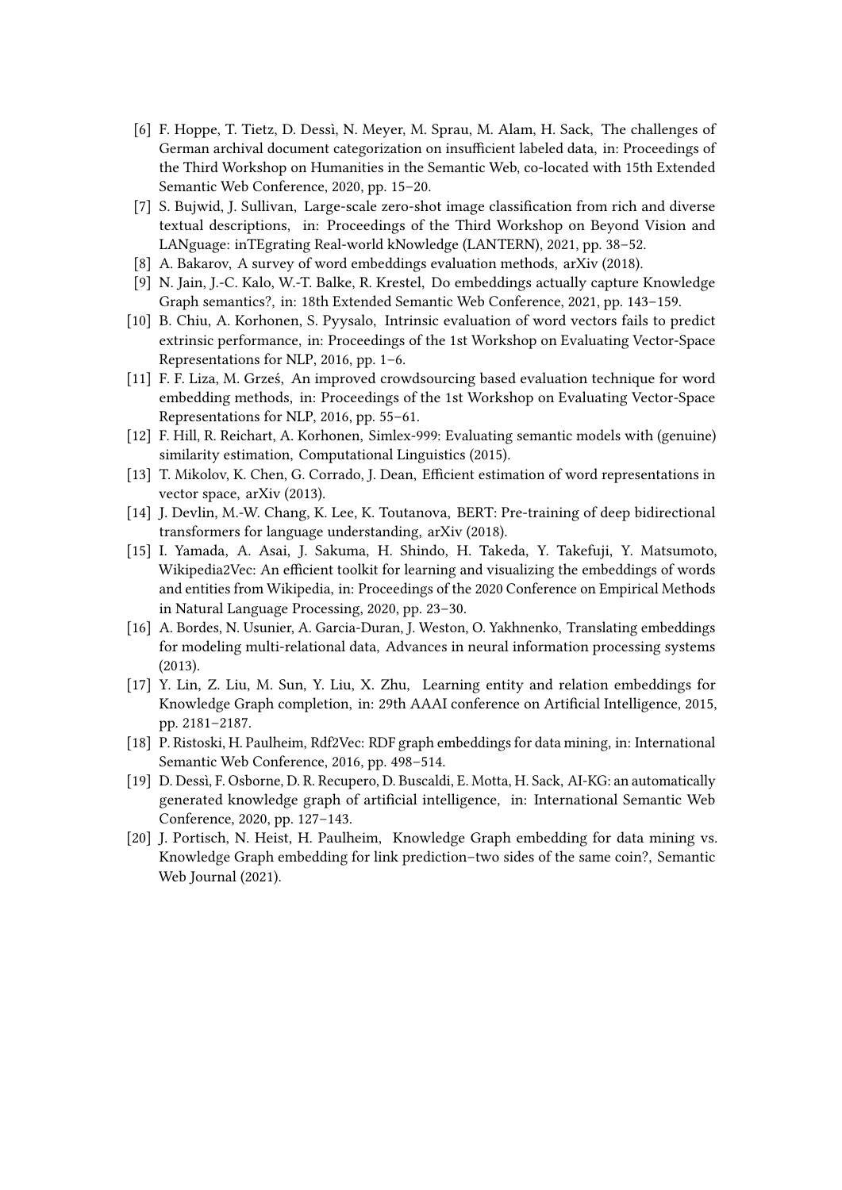[6] F. Hoppe, T. Tietz, D. Dessì, N. Meyer, M. Sprau, M. Alam, H. Sack, The challenges of German archival document categorization on insufficient labeled data, in: Proceedings of the Third Workshop on Humanities in the Semantic Web, co-located with 15th Extended Semantic Web Conference, 2020, pp. 15–20.

[7] S. Bujwid, J. Sullivan, Large-scale zero-shot image classification from rich and diverse textual descriptions, in: Proceedings of the Third Workshop on Beyond Vision and LANguage: inTEgrating Real-world kNowledge (LANTERN), 2021, pp. 38–52.

[8] A. Bakarov, A survey of word embeddings evaluation methods, arXiv (2018).

[9] N. Jain, J.-C. Kalo, W.-T. Balke, R. Krestel, Do embeddings actually capture Knowledge Graph semantics?, in: 18th Extended Semantic Web Conference, 2021, pp. 143–159.

[10] B. Chiu, A. Korhonen, S. Pyysalo, Intrinsic evaluation of word vectors fails to predict extrinsic performance, in: Proceedings of the 1st Workshop on Evaluating Vector-Space Representations for NLP, 2016, pp. 1–6.

[11] F. F. Liza, M. Grześ, An improved crowdsourcing based evaluation technique for word embedding methods, in: Proceedings of the 1st Workshop on Evaluating Vector-Space Representations for NLP, 2016, pp. 55–61.

[12] F. Hill, R. Reichart, A. Korhonen, Simlex-999: Evaluating semantic models with (genuine) similarity estimation, Computational Linguistics (2015).

[13] T. Mikolov, K. Chen, G. Corrado, J. Dean, Efficient estimation of word representations in vector space, arXiv (2013).

[14] J. Devlin, M.-W. Chang, K. Lee, K. Toutanova, BERT: Pre-training of deep bidirectional transformers for language understanding, arXiv (2018).

[15] I. Yamada, A. Asai, J. Sakuma, H. Shindo, H. Takeda, Y. Takefuji, Y. Matsumoto, Wikipedia2Vec: An efficient toolkit for learning and visualizing the embeddings of words and entities from Wikipedia, in: Proceedings of the 2020 Conference on Empirical Methods in Natural Language Processing, 2020, pp. 23–30.

[16] A. Bordes, N. Usunier, A. Garcia-Duran, J. Weston, O. Yakhnenko, Translating embeddings for modeling multi-relational data, Advances in neural information processing systems (2013).

[17] Y. Lin, Z. Liu, M. Sun, Y. Liu, X. Zhu, Learning entity and relation embeddings for Knowledge Graph completion, in: 29th AAAI conference on Artificial Intelligence, 2015, pp. 2181–2187.

[18] P. Ristoski, H. Paulheim, Rdf2Vec: RDF graph embeddings for data mining, in: International Semantic Web Conference, 2016, pp. 498–514.

[19] D. Dessì, F. Osborne, D. R. Recupero, D. Buscaldi, E. Motta, H. Sack, AI-KG: an automatically generated knowledge graph of artificial intelligence, in: International Semantic Web Conference, 2020, pp. 127–143.

[20] J. Portisch, N. Heist, H. Paulheim, Knowledge Graph embedding for data mining vs. Knowledge Graph embedding for link prediction–two sides of the same coin?, Semantic Web Journal (2021).